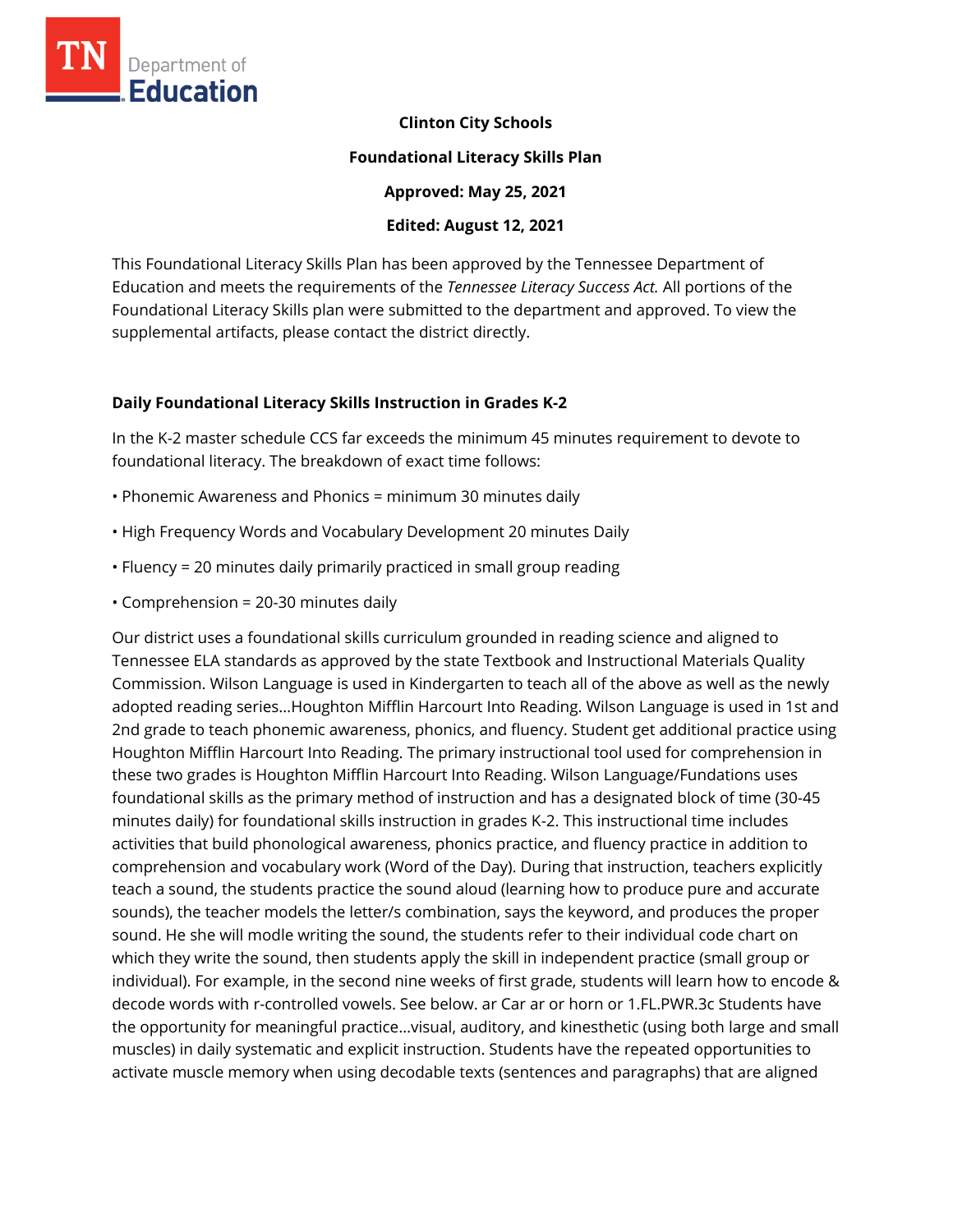**Clinton City Schools**

**Foundational Literacy Skills Plan**

**Approved: May 25, 2021**

**Edited: August 12, 2021**

This Foundational Literacy Skills Plan has been approved by the Tennessee Department of Education and meets the requirements of the *Tennessee Literacy Success Act.* All portions of the Foundational Literacy Skills plan were submitted to the department and approved. To view the supplemental artifacts, please contact the district directly.

### Daily Foundational Literacy Skills Instruction in Grades K-2

In the K-2 master schedule CCS far exceeds the minimum 45 minutes requirement to devote to foundational literacy. The breakdown of exact time follows:

- Phonemic Awareness and Phonics = minimum 30 minutes daily
- High Frequency Words and Vocabulary Development 20 minutes Daily
- Fluency = 20 minutes daily primarily practiced in small group reading
- Comprehension = 20-30 minutes daily

Our district uses a foundational skills curriculum grounded in reading science and aligned to Tennessee ELA standards as approved by the state Textbook and Instructional Materials Quality Commission. Wilson Language is used in Kindergarten to teach all of the above as well as the newly adopted reading series…Houghton Mifflin Harcourt Into Reading. Wilson Language is used in 1st and 2nd grade to teach phonemic awareness, phonics, and fluency. Student get additional practice using Houghton Mifflin Harcourt Into Reading. The primary instructional tool used for comprehension in these two grades is Houghton Mifflin Harcourt Into Reading. Wilson Language/Fundations uses foundational skills as the primary method of instruction and has a designated block of time (30-45 minutes daily) for foundational skills instruction in grades K-2. This instructional time includes activities that build phonological awareness, phonics practice, and fluency practice in addition to comprehension and vocabulary work (Word of the Day). During that instruction, teachers explicitly teach a sound, the students practice the sound aloud (learning how to produce pure and accurate sounds), the teacher models the letter/s combination, says the keyword, and produces the proper sound. He she will modle writing the sound, the students refer to their individual code chart on which they write the sound, then students apply the skill in independent practice (small group or individual). For example, in the second nine weeks of first grade, students will learn how to encode & decode words with r-controlled vowels. See below. ar Car ar or horn or 1.FL.PWR.3c Students have the opportunity for meaningful practice…visual, auditory, and kinesthetic (using both large and small muscles) in daily systematic and explicit instruction. Students have the repeated opportunities to activate muscle memory when using decodable texts (sentences and paragraphs) that are aligned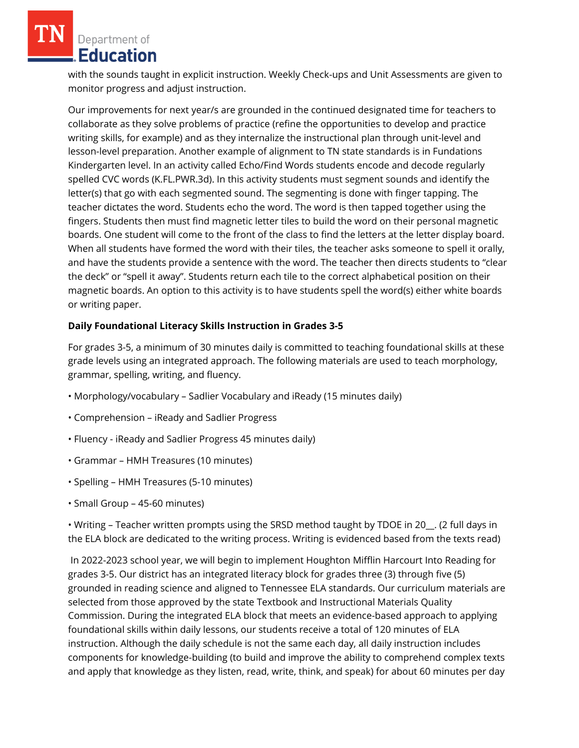with the sounds taught in explicit instruction. Weekly Check-ups and Unit Assessments are given to monitor progress and adjust instruction.

Our improvements for next year/s are grounded in the continued designated time for teachers to collaborate as they solve problems of practice (refine the opportunities to develop and practice writing skills, for example) and as they internalize the instructional plan through unit-level and lesson-level preparation. Another example of alignment to TN state standards is in Fundations Kindergarten level. In an activity called Echo/Find Words students encode and decode regularly spelled CVC words (K.FL.PWR.3d). In this activity students must segment sounds and identify the letter(s) that go with each segmented sound. The segmenting is done with finger tapping. The teacher dictates the word. Students echo the word. The word is then tapped together using the fingers. Students then must find magnetic letter tiles to build the word on their personal magnetic boards. One student will come to the front of the class to find the letters at the letter display board. When all students have formed the word with their tiles, the teacher asks someone to spell it orally, and have the students provide a sentence with the word. The teacher then directs students to "clear the deck" or "spell it away". Students return each tile to the correct alphabetical position on their magnetic boards. An option to this activity is to have students spell the word(s) either white boards or writing paper.

**Daily Foundational Literacy Skills Instruction in Grades 3-5**

For grades 3-5, a minimum of 30 minutes daily is committed to teaching foundational skills at these grade levels using an integrated approach. The following materials are used to teach morphology, grammar, spelling, writing, and fluency.

• Morphology/vocabulary – Sadlier Vocabulary and iReady (15 minutes daily)

• Comprehension – iReady and Sadlier Progress

• Fluency - iReady and Sadlier Progress 45 minutes daily)

• Grammar – HMH Treasures (10 minutes)

• Spelling – HMH Treasures (5-10 minutes)

• Small Group – 45-60 minutes)

• Writing – Teacher written prompts using the SRSD method taught by TDOE in 20__. (2 full days in the ELA block are dedicated to the writing process. Writing is evidenced based from the texts read)

In 2022-2023 school year, we will begin to implement Houghton Mifflin Harcourt Into Reading for grades 3-5. Our district has an integrated literacy block for grades three (3) through five (5) grounded in reading science and aligned to Tennessee ELA standards. Our curriculum materials are selected from those approved by the state Textbook and Instructional Materials Quality Commission. During the integrated ELA block that meets an evidence-based approach to applying foundational skills within daily lessons, our students receive a total of 120 minutes of ELA instruction. Although the daily schedule is not the same each day, all daily instruction includes components for knowledge-building (to build and improve the ability to comprehend complex texts and apply that knowledge as they listen, read, write, think, and speak) for about 60 minutes per day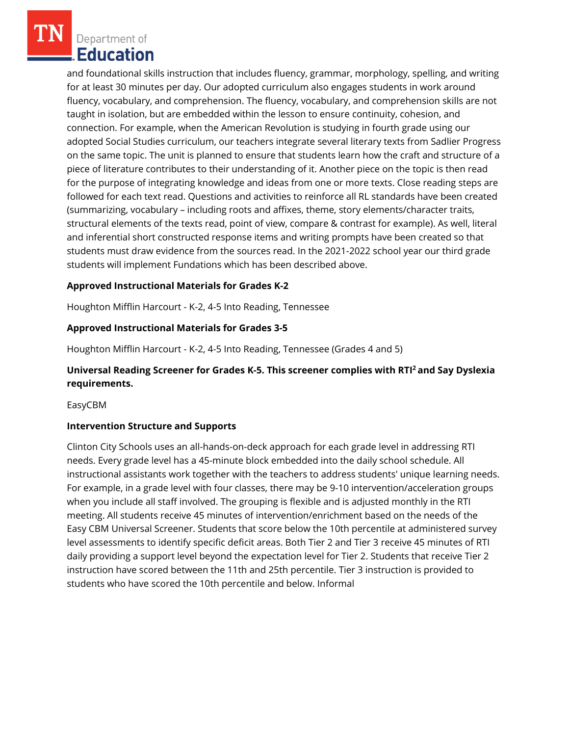and foundational skills instruction that includes fluency, grammar, morphology, spelling, and writing for at least 30 minutes per day. Our adopted curriculum also engages students in work around fluency, vocabulary, and comprehension. The fluency, vocabulary, and comprehension skills are not taught in isolation, but are embedded within the lesson to ensure continuity, cohesion, and connection. For example, when the American Revolution is studying in fourth grade using our adopted Social Studies curriculum, our teachers integrate several literary texts from Sadlier Progress on the same topic. The unit is planned to ensure that students learn how the craft and structure of a piece of literature contributes to their understanding of it. Another piece on the topic is then read for the purpose of integrating knowledge and ideas from one or more texts. Close reading steps are followed for each text read. Questions and activities to reinforce all RL standards have been created (summarizing, vocabulary – including roots and affixes, theme, story elements/character traits, structural elements of the texts read, point of view, compare & contrast for example). As well, literal and inferential short constructed response items and writing prompts have been created so that students must draw evidence from the sources read. In the 2021-2022 school year our third grade students will implement Fundations which has been described above.

**Approved Instructional Materials for Grades K-2**

Houghton Mifflin Harcourt - K-2, 4-5 Into Reading, Tennessee

**Approved Instructional Materials for Grades 3-5**

Houghton Mifflin Harcourt - K-2, 4-5 Into Reading, Tennessee (Grades 4 and 5)

**Universal Reading Screener for Grades K-5. This screener complies with RTI² and Say Dyslexia requirements.**

EasyCBM

**Intervention Structure and Supports**

Clinton City Schools uses an all-hands-on-deck approach for each grade level in addressing RTI needs. Every grade level has a 45-minute block embedded into the daily school schedule. All instructional assistants work together with the teachers to address students' unique learning needs. For example, in a grade level with four classes, there may be 9-10 intervention/acceleration groups when you include all staff involved. The grouping is flexible and is adjusted monthly in the RTI meeting. All students receive 45 minutes of intervention/enrichment based on the needs of the Easy CBM Universal Screener. Students that score below the 10th percentile at administered survey level assessments to identify specific deficit areas. Both Tier 2 and Tier 3 receive 45 minutes of RTI daily providing a support level beyond the expectation level for Tier 2. Students that receive Tier 2 instruction have scored between the 11th and 25th percentile. Tier 3 instruction is provided to students who have scored the 10th percentile and below. Informal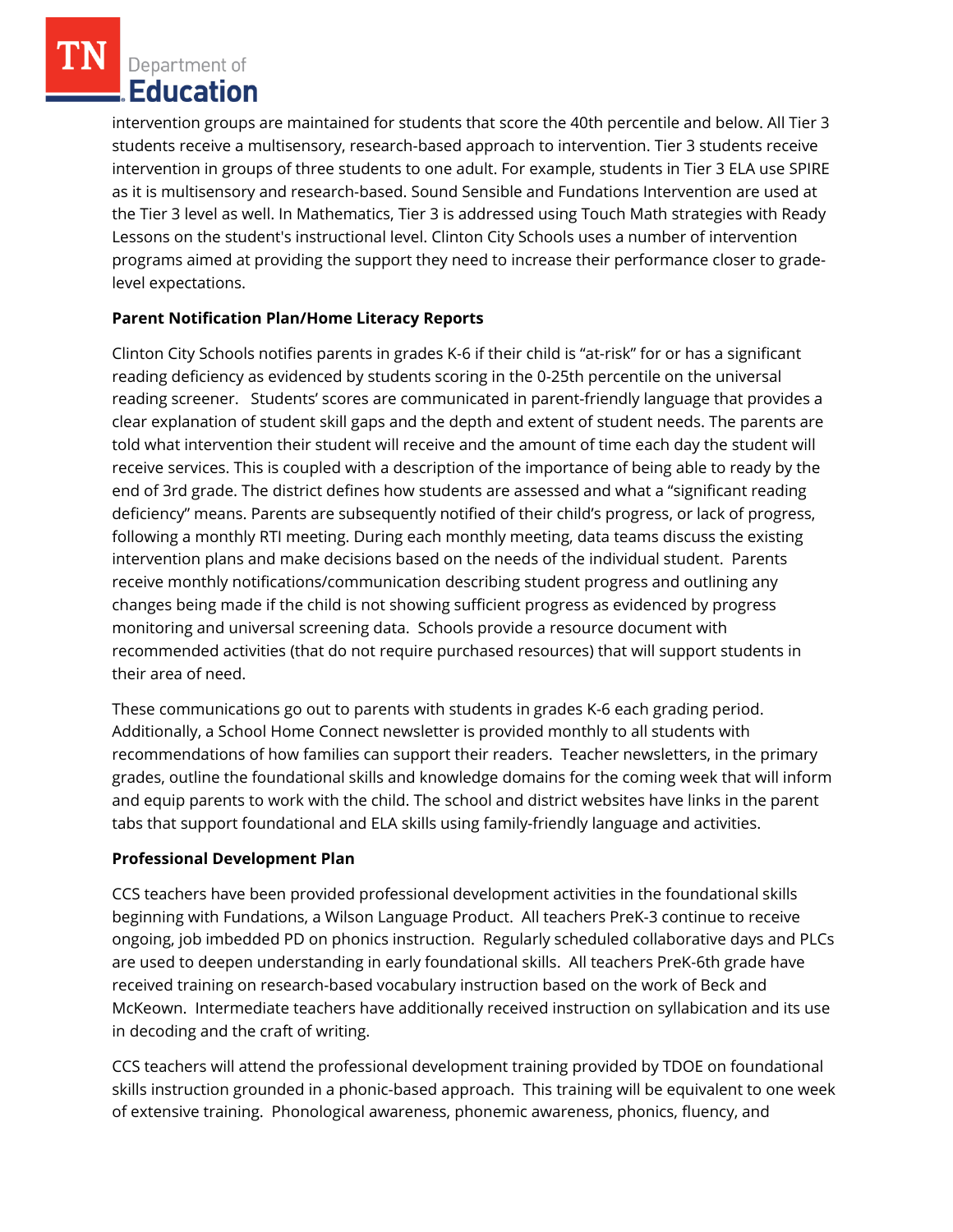intervention groups are maintained for students that score the 40th percentile and below. All Tier 3 students receive a multisensory, research-based approach to intervention. Tier 3 students receive intervention in groups of three students to one adult. For example, students in Tier 3 ELA use SPIRE as it is multisensory and research-based. Sound Sensible and Fundations Intervention are used at the Tier 3 level as well. In Mathematics, Tier 3 is addressed using Touch Math strategies with Ready Lessons on the student's instructional level. Clinton City Schools uses a number of intervention programs aimed at providing the support they need to increase their performance closer to grade-level expectations.

**Parent Notification Plan/Home Literacy Reports**

Clinton City Schools notifies parents in grades K-6 if their child is "at-risk" for or has a significant reading deficiency as evidenced by students scoring in the 0-25th percentile on the universal reading screener. Students' scores are communicated in parent-friendly language that provides a clear explanation of student skill gaps and the depth and extent of student needs. The parents are told what intervention their student will receive and the amount of time each day the student will receive services. This is coupled with a description of the importance of being able to ready by the end of 3rd grade. The district defines how students are assessed and what a "significant reading deficiency" means. Parents are subsequently notified of their child's progress, or lack of progress, following a monthly RTI meeting. During each monthly meeting, data teams discuss the existing intervention plans and make decisions based on the needs of the individual student. Parents receive monthly notifications/communication describing student progress and outlining any changes being made if the child is not showing sufficient progress as evidenced by progress monitoring and universal screening data. Schools provide a resource document with recommended activities (that do not require purchased resources) that will support students in their area of need.

These communications go out to parents with students in grades K-6 each grading period. Additionally, a School Home Connect newsletter is provided monthly to all students with recommendations of how families can support their readers. Teacher newsletters, in the primary grades, outline the foundational skills and knowledge domains for the coming week that will inform and equip parents to work with the child. The school and district websites have links in the parent tabs that support foundational and ELA skills using family-friendly language and activities.

**Professional Development Plan**

CCS teachers have been provided professional development activities in the foundational skills beginning with Fundations, a Wilson Language Product. All teachers PreK-3 continue to receive ongoing, job imbedded PD on phonics instruction. Regularly scheduled collaborative days and PLCs are used to deepen understanding in early foundational skills. All teachers PreK-6th grade have received training on research-based vocabulary instruction based on the work of Beck and McKeown. Intermediate teachers have additionally received instruction on syllabication and its use in decoding and the craft of writing.

CCS teachers will attend the professional development training provided by TDOE on foundational skills instruction grounded in a phonic-based approach. This training will be equivalent to one week of extensive training. Phonological awareness, phonemic awareness, phonics, fluency, and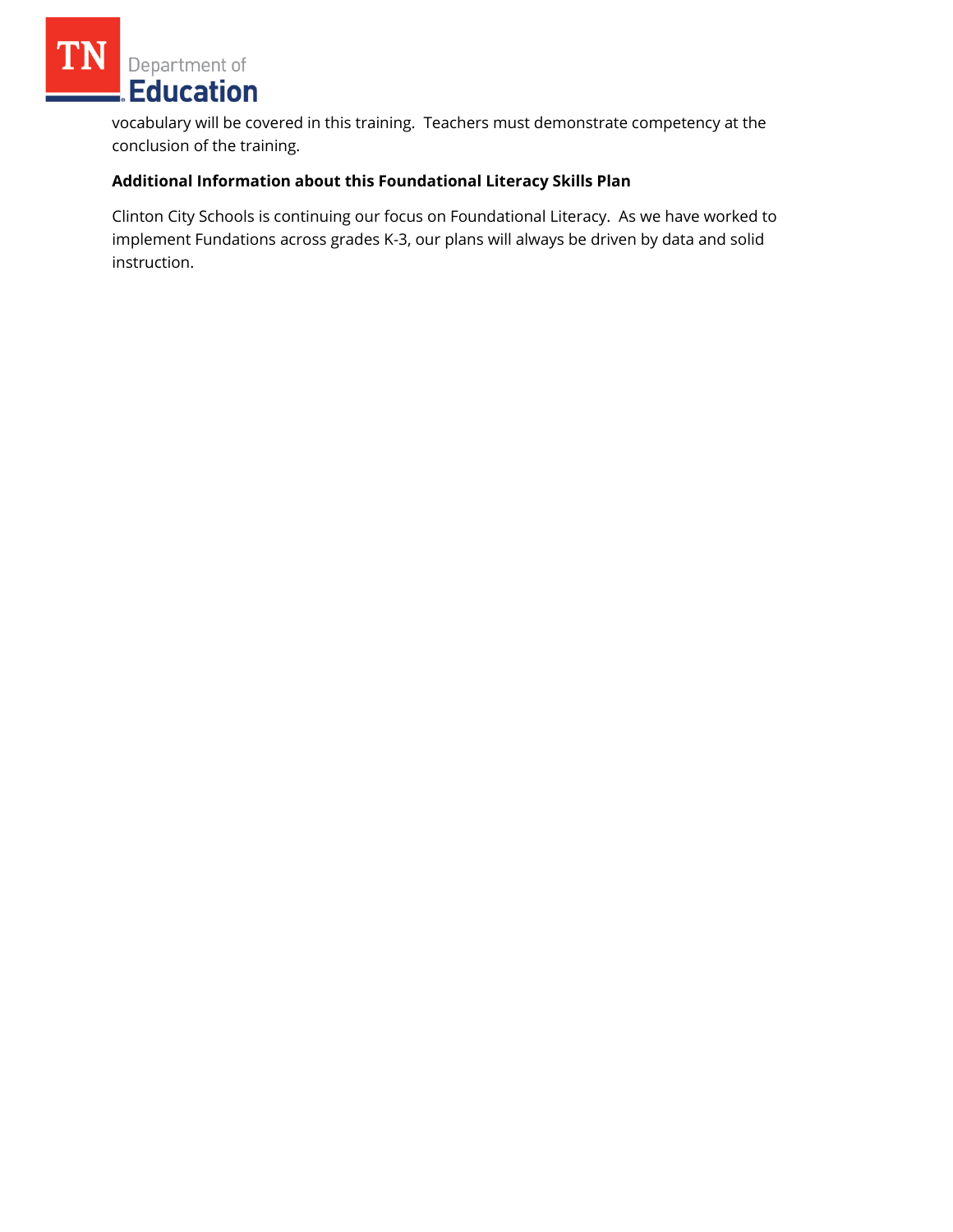vocabulary will be covered in this training. Teachers must demonstrate competency at the conclusion of the training.

**Additional Information about this Foundational Literacy Skills Plan**

Clinton City Schools is continuing our focus on Foundational Literacy. As we have worked to implement Fundations across grades K-3, our plans will always be driven by data and solid instruction.